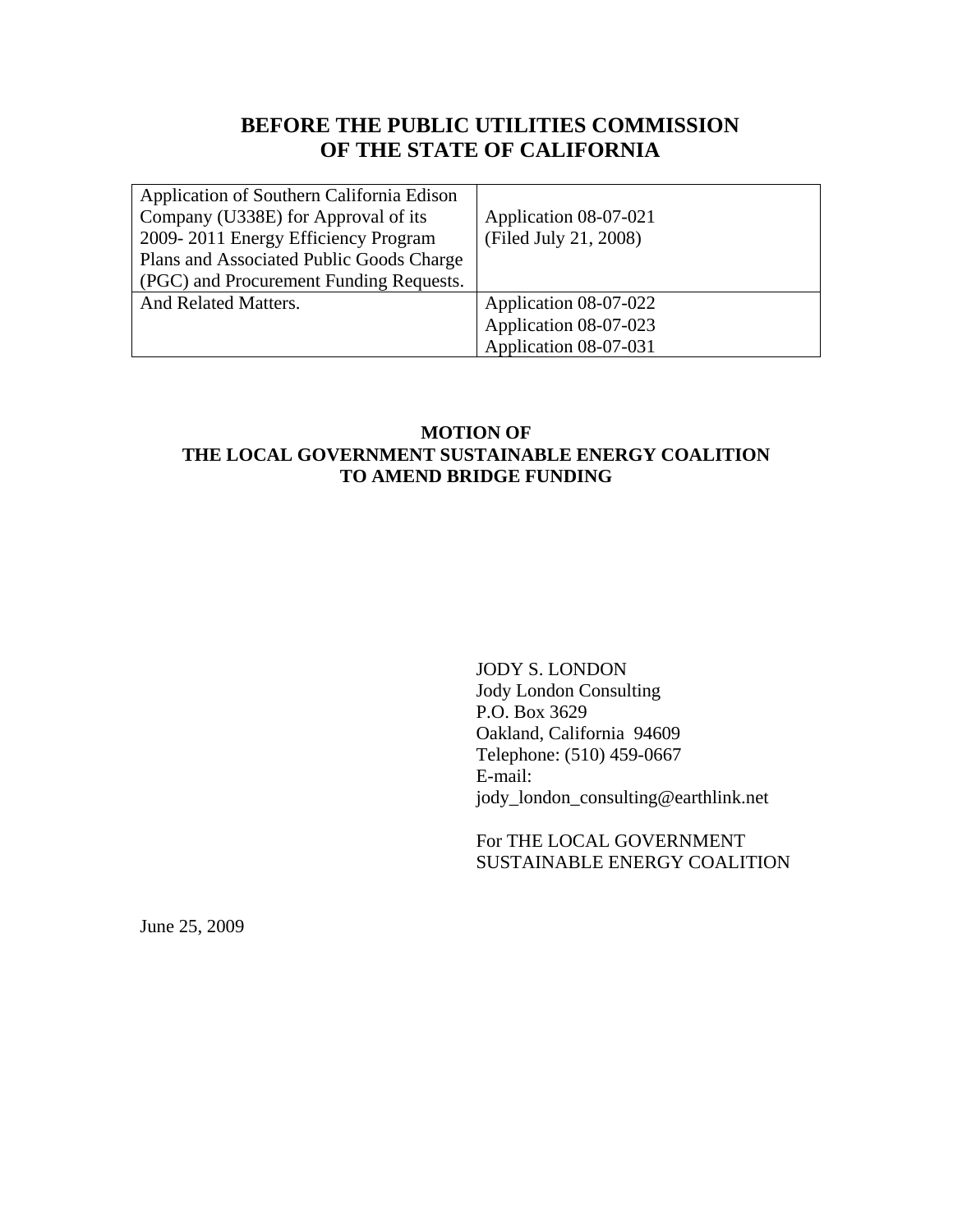# BEFORE THE PUBLIC UTILITIES COMMISSION OF THE STATE OF CALIFORNIA

| | |
|---|---|
| Application of Southern California Edison Company (U338E) for Approval of its 2009- 2011 Energy Efficiency Program Plans and Associated Public Goods Charge (PGC) and Procurement Funding Requests. | Application 08-07-021 (Filed July 21, 2008) |
| And Related Matters. | Application 08-07-022<br>Application 08-07-023<br>Application 08-07-031 |

**MOTION OF THE LOCAL GOVERNMENT SUSTAINABLE ENERGY COALITION TO AMEND BRIDGE FUNDING**

JODY S. LONDON
Jody London Consulting
P.O. Box 3629
Oakland, California 94609
Telephone: (510) 459-0667
E-mail:
jody_london_consulting@earthlink.net

For THE LOCAL GOVERNMENT SUSTAINABLE ENERGY COALITION

June 25, 2009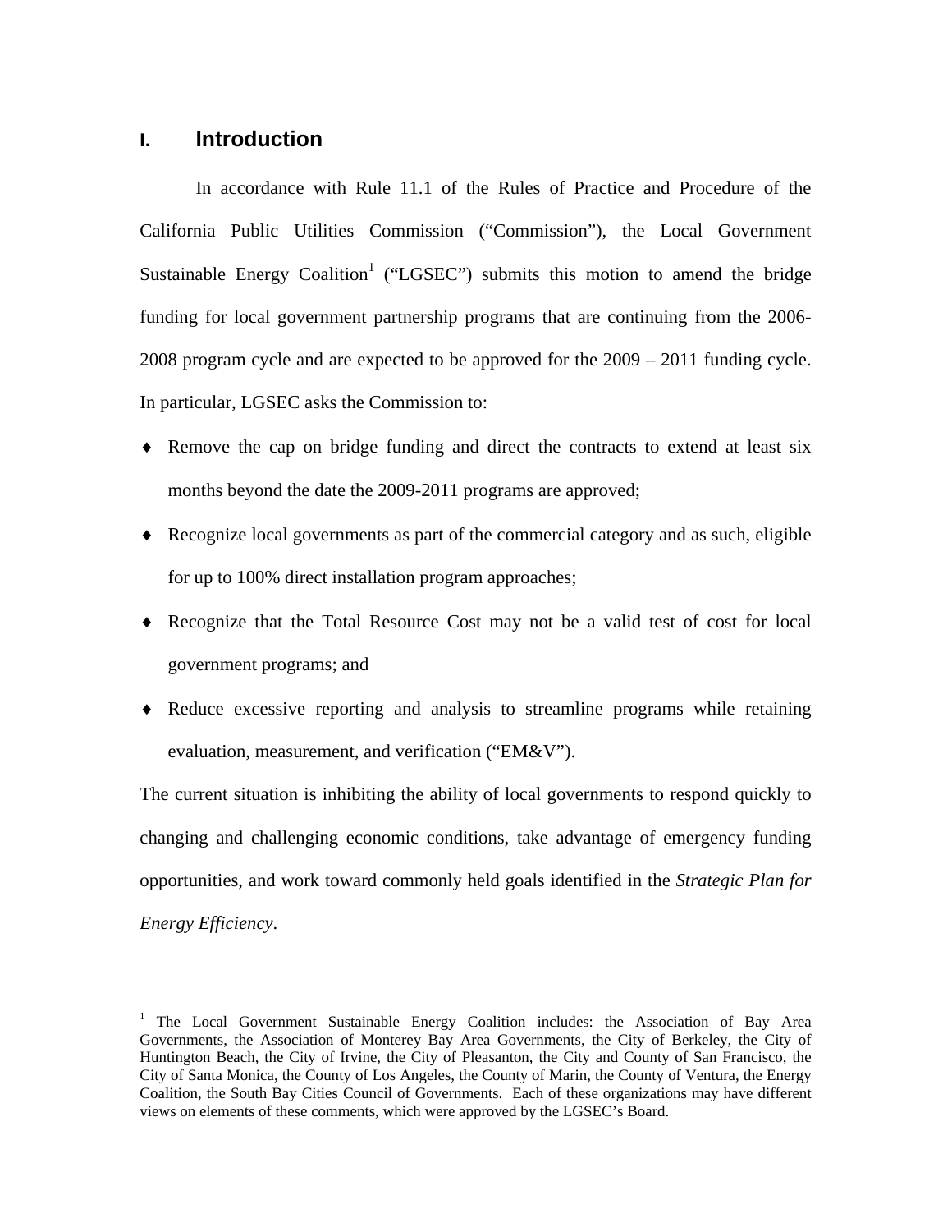# I. Introduction

In accordance with Rule 11.1 of the Rules of Practice and Procedure of the California Public Utilities Commission ("Commission"), the Local Government Sustainable Energy Coalition[1] ("LGSEC") submits this motion to amend the bridge funding for local government partnership programs that are continuing from the 2006-2008 program cycle and are expected to be approved for the 2009 – 2011 funding cycle. In particular, LGSEC asks the Commission to:

- Remove the cap on bridge funding and direct the contracts to extend at least six months beyond the date the 2009-2011 programs are approved;
- Recognize local governments as part of the commercial category and as such, eligible for up to 100% direct installation program approaches;
- Recognize that the Total Resource Cost may not be a valid test of cost for local government programs; and
- Reduce excessive reporting and analysis to streamline programs while retaining evaluation, measurement, and verification ("EM&V").

The current situation is inhibiting the ability of local governments to respond quickly to changing and challenging economic conditions, take advantage of emergency funding opportunities, and work toward commonly held goals identified in the *Strategic Plan for Energy Efficiency*.

---

[1] The Local Government Sustainable Energy Coalition includes: the Association of Bay Area Governments, the Association of Monterey Bay Area Governments, the City of Berkeley, the City of Huntington Beach, the City of Irvine, the City of Pleasanton, the City and County of San Francisco, the City of Santa Monica, the County of Los Angeles, the County of Marin, the County of Ventura, the Energy Coalition, the South Bay Cities Council of Governments. Each of these organizations may have different views on elements of these comments, which were approved by the LGSEC's Board.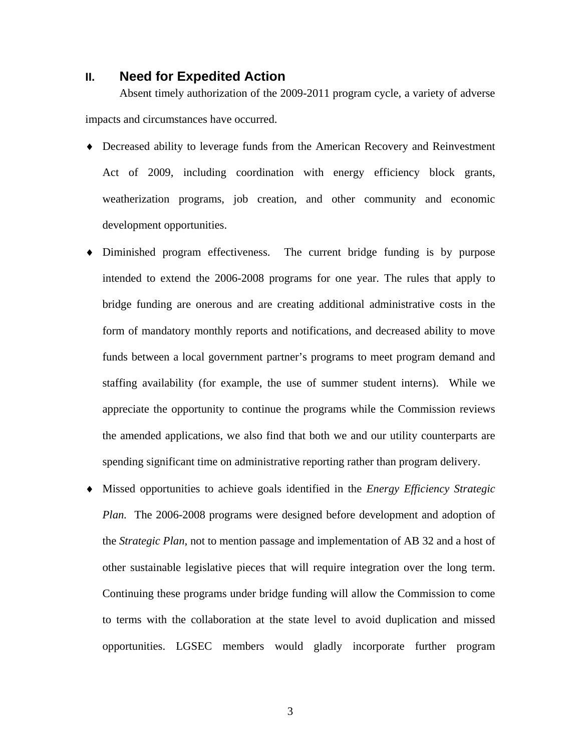## II. Need for Expedited Action

Absent timely authorization of the 2009-2011 program cycle, a variety of adverse impacts and circumstances have occurred.

- Decreased ability to leverage funds from the American Recovery and Reinvestment Act of 2009, including coordination with energy efficiency block grants, weatherization programs, job creation, and other community and economic development opportunities.
- Diminished program effectiveness. The current bridge funding is by purpose intended to extend the 2006-2008 programs for one year. The rules that apply to bridge funding are onerous and are creating additional administrative costs in the form of mandatory monthly reports and notifications, and decreased ability to move funds between a local government partner's programs to meet program demand and staffing availability (for example, the use of summer student interns). While we appreciate the opportunity to continue the programs while the Commission reviews the amended applications, we also find that both we and our utility counterparts are spending significant time on administrative reporting rather than program delivery.
- Missed opportunities to achieve goals identified in the *Energy Efficiency Strategic Plan.* The 2006-2008 programs were designed before development and adoption of the *Strategic Plan*, not to mention passage and implementation of AB 32 and a host of other sustainable legislative pieces that will require integration over the long term. Continuing these programs under bridge funding will allow the Commission to come to terms with the collaboration at the state level to avoid duplication and missed opportunities. LGSEC members would gladly incorporate further program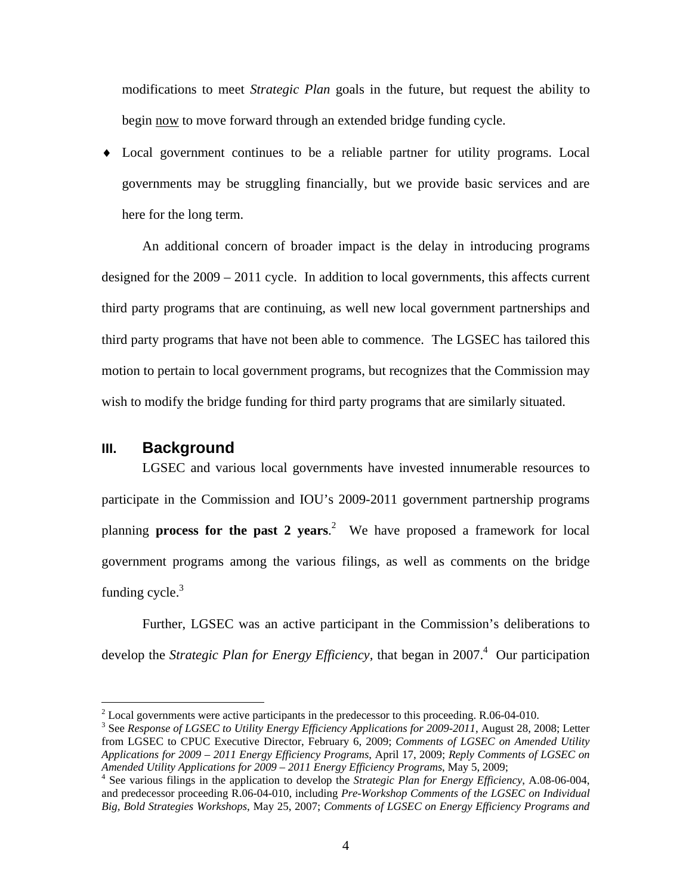modifications to meet *Strategic Plan* goals in the future, but request the ability to begin now to move forward through an extended bridge funding cycle.

- Local government continues to be a reliable partner for utility programs. Local governments may be struggling financially, but we provide basic services and are here for the long term.

An additional concern of broader impact is the delay in introducing programs designed for the 2009 – 2011 cycle. In addition to local governments, this affects current third party programs that are continuing, as well new local government partnerships and third party programs that have not been able to commence. The LGSEC has tailored this motion to pertain to local government programs, but recognizes that the Commission may wish to modify the bridge funding for third party programs that are similarly situated.

## III. Background

LGSEC and various local governments have invested innumerable resources to participate in the Commission and IOU's 2009-2011 government partnership programs planning **process for the past 2 years**.[2] We have proposed a framework for local government programs among the various filings, as well as comments on the bridge funding cycle.[3]

Further, LGSEC was an active participant in the Commission's deliberations to develop the *Strategic Plan for Energy Efficiency*, that began in 2007.[4] Our participation

---

[2] Local governments were active participants in the predecessor to this proceeding. R.06-04-010.

[3] See *Response of LGSEC to Utility Energy Efficiency Applications for 2009-2011*, August 28, 2008; Letter from LGSEC to CPUC Executive Director, February 6, 2009; *Comments of LGSEC on Amended Utility Applications for 2009 – 2011 Energy Efficiency Programs*, April 17, 2009; *Reply Comments of LGSEC on Amended Utility Applications for 2009 – 2011 Energy Efficiency Programs*, May 5, 2009;

[4] See various filings in the application to develop the *Strategic Plan for Energy Efficiency*, A.08-06-004, and predecessor proceeding R.06-04-010, including *Pre-Workshop Comments of the LGSEC on Individual Big, Bold Strategies Workshops*, May 25, 2007; *Comments of LGSEC on Energy Efficiency Programs and*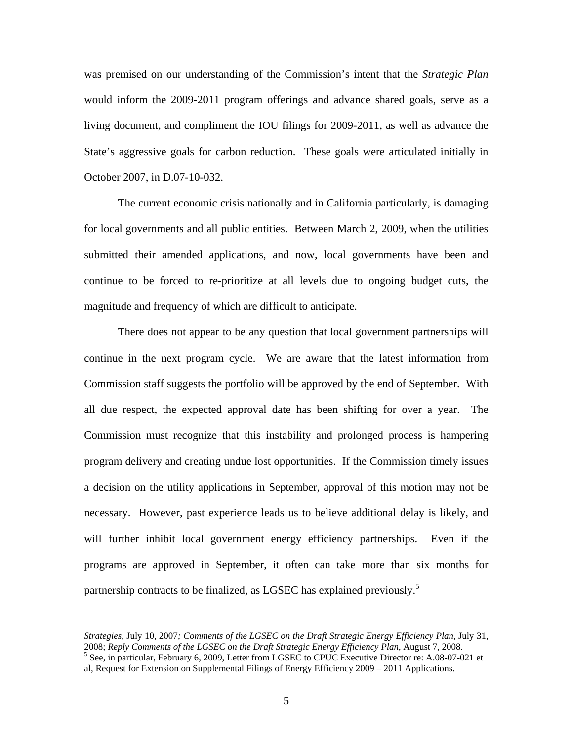was premised on our understanding of the Commission's intent that the *Strategic Plan* would inform the 2009-2011 program offerings and advance shared goals, serve as a living document, and compliment the IOU filings for 2009-2011, as well as advance the State's aggressive goals for carbon reduction. These goals were articulated initially in October 2007, in D.07-10-032.

The current economic crisis nationally and in California particularly, is damaging for local governments and all public entities. Between March 2, 2009, when the utilities submitted their amended applications, and now, local governments have been and continue to be forced to re-prioritize at all levels due to ongoing budget cuts, the magnitude and frequency of which are difficult to anticipate.

There does not appear to be any question that local government partnerships will continue in the next program cycle. We are aware that the latest information from Commission staff suggests the portfolio will be approved by the end of September. With all due respect, the expected approval date has been shifting for over a year. The Commission must recognize that this instability and prolonged process is hampering program delivery and creating undue lost opportunities. If the Commission timely issues a decision on the utility applications in September, approval of this motion may not be necessary. However, past experience leads us to believe additional delay is likely, and will further inhibit local government energy efficiency partnerships. Even if the programs are approved in September, it often can take more than six months for partnership contracts to be finalized, as LGSEC has explained previously.[5]

---

*Strategies*, July 10, 2007*; Comments of the LGSEC on the Draft Strategic Energy Efficiency Plan*, July 31, 2008; *Reply Comments of the LGSEC on the Draft Strategic Energy Efficiency Plan*, August 7, 2008.

[5] See, in particular, February 6, 2009, Letter from LGSEC to CPUC Executive Director re: A.08-07-021 et al, Request for Extension on Supplemental Filings of Energy Efficiency 2009 – 2011 Applications.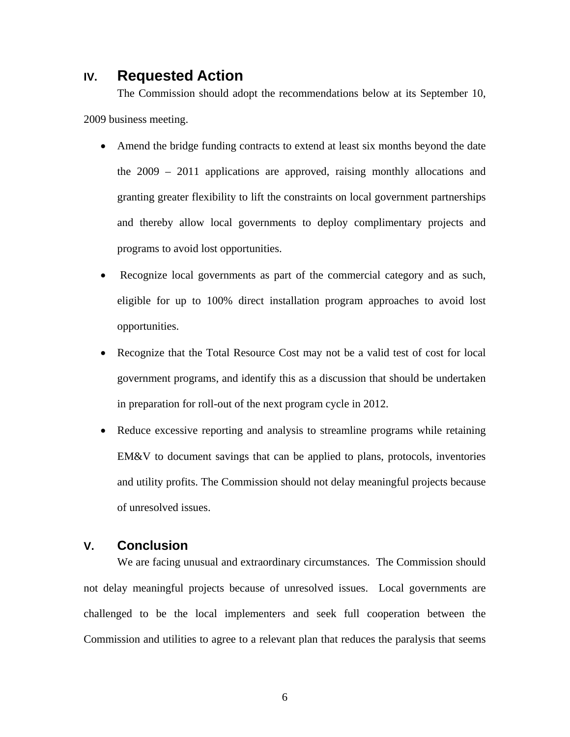## IV. Requested Action

The Commission should adopt the recommendations below at its September 10, 2009 business meeting.

- Amend the bridge funding contracts to extend at least six months beyond the date the 2009 – 2011 applications are approved, raising monthly allocations and granting greater flexibility to lift the constraints on local government partnerships and thereby allow local governments to deploy complimentary projects and programs to avoid lost opportunities.
- Recognize local governments as part of the commercial category and as such, eligible for up to 100% direct installation program approaches to avoid lost opportunities.
- Recognize that the Total Resource Cost may not be a valid test of cost for local government programs, and identify this as a discussion that should be undertaken in preparation for roll-out of the next program cycle in 2012.
- Reduce excessive reporting and analysis to streamline programs while retaining EM&V to document savings that can be applied to plans, protocols, inventories and utility profits. The Commission should not delay meaningful projects because of unresolved issues.

## V. Conclusion

We are facing unusual and extraordinary circumstances. The Commission should not delay meaningful projects because of unresolved issues. Local governments are challenged to be the local implementers and seek full cooperation between the Commission and utilities to agree to a relevant plan that reduces the paralysis that seems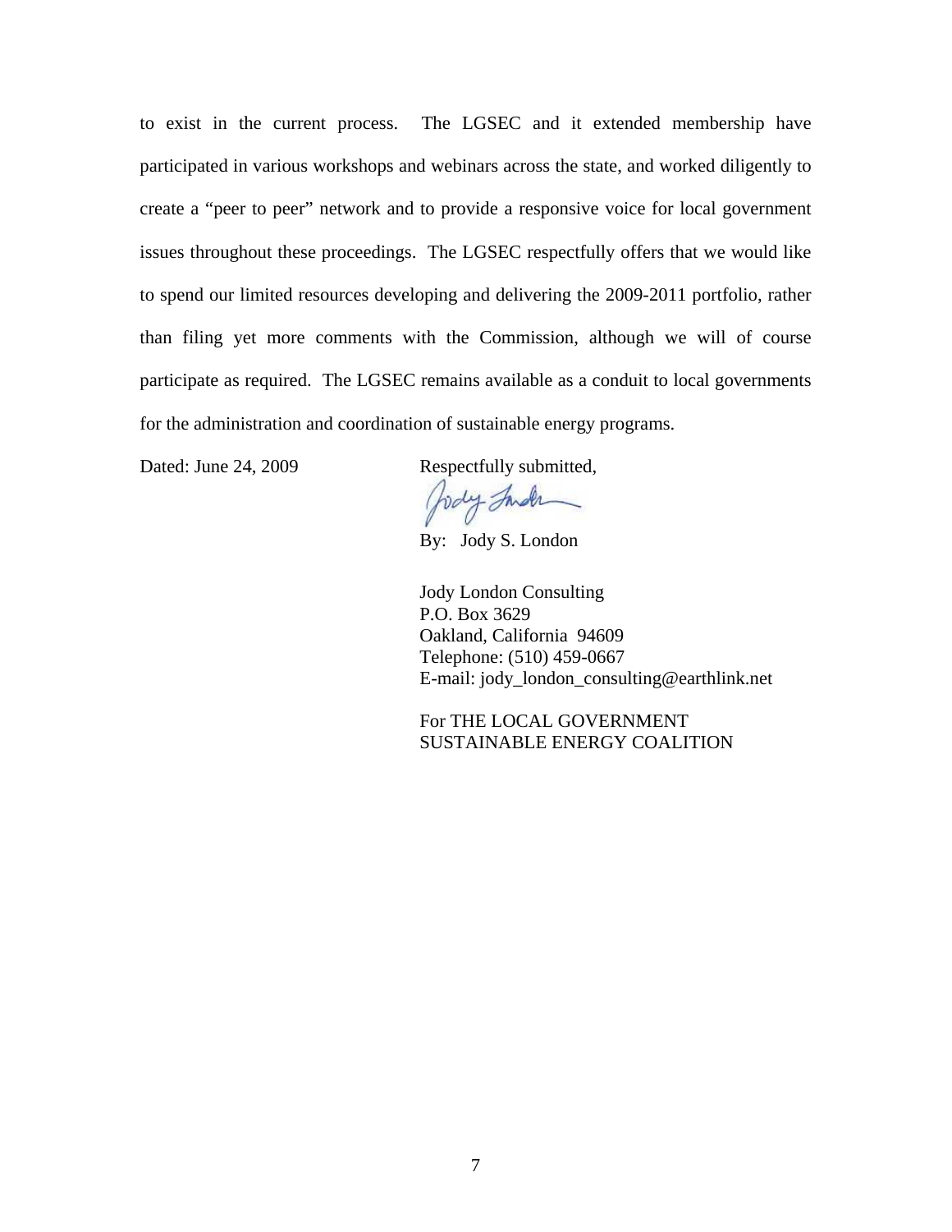to exist in the current process. The LGSEC and it extended membership have participated in various workshops and webinars across the state, and worked diligently to create a "peer to peer" network and to provide a responsive voice for local government issues throughout these proceedings. The LGSEC respectfully offers that we would like to spend our limited resources developing and delivering the 2009-2011 portfolio, rather than filing yet more comments with the Commission, although we will of course participate as required. The LGSEC remains available as a conduit to local governments for the administration and coordination of sustainable energy programs.

Dated: June 24, 2009

Respectfully submitted,

By: Jody S. London

Jody London Consulting
P.O. Box 3629
Oakland, California 94609
Telephone: (510) 459-0667
E-mail: jody_london_consulting@earthlink.net

For THE LOCAL GOVERNMENT SUSTAINABLE ENERGY COALITION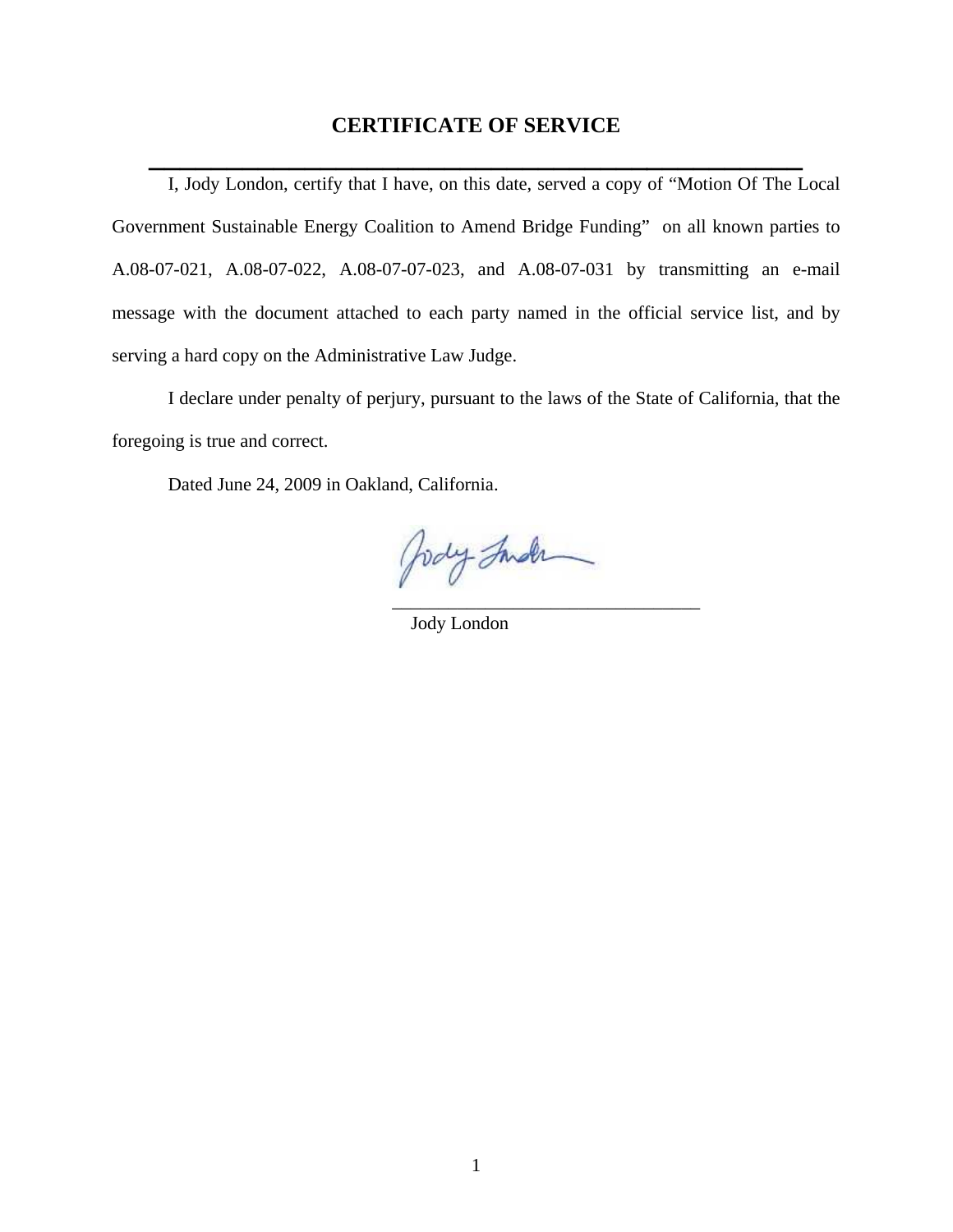# CERTIFICATE OF SERVICE

I, Jody London, certify that I have, on this date, served a copy of "Motion Of The Local Government Sustainable Energy Coalition to Amend Bridge Funding" on all known parties to A.08-07-021, A.08-07-022, A.08-07-07-023, and A.08-07-031 by transmitting an e-mail message with the document attached to each party named in the official service list, and by serving a hard copy on the Administrative Law Judge.

I declare under penalty of perjury, pursuant to the laws of the State of California, that the foregoing is true and correct.

Dated June 24, 2009 in Oakland, California.

\_\_\_\_\_\_\_\_\_\_\_\_\_\_\_\_\_\_\_\_\_\_\_\_\_\_\_\_\_\_\_\_\_\_
Jody London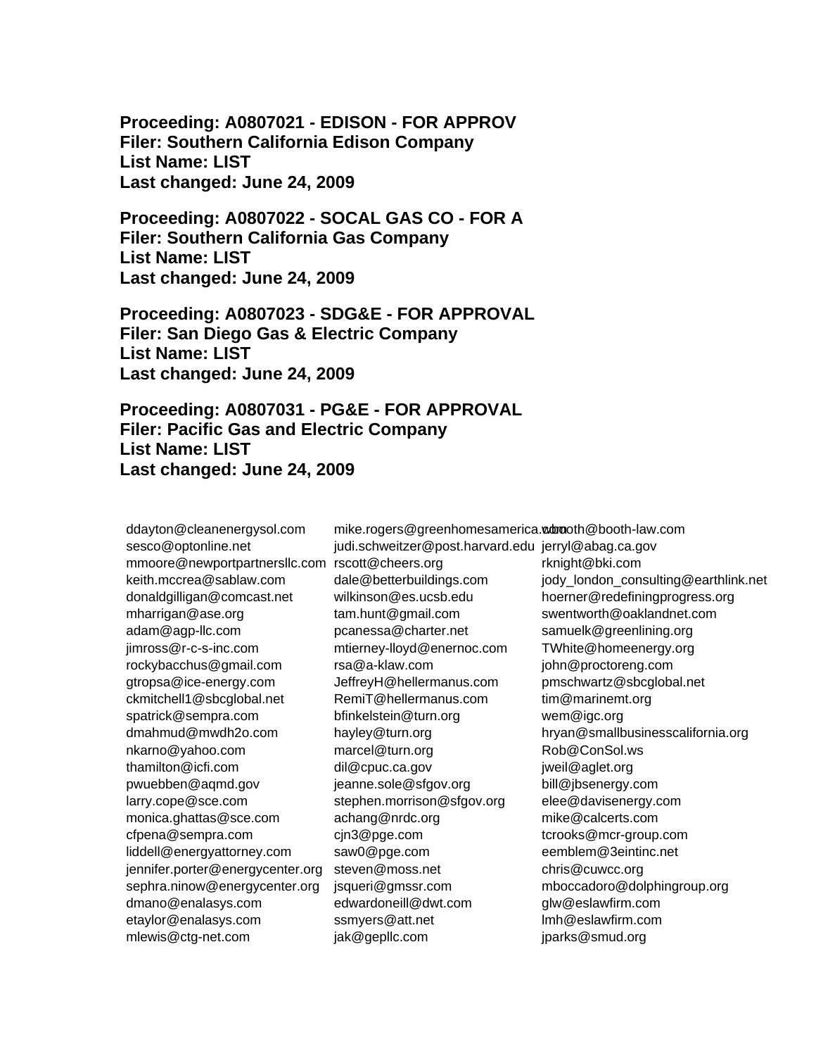**Proceeding: A0807021 - EDISON - FOR APPROV**
**Filer: Southern California Edison Company**
**List Name: LIST**
**Last changed: June 24, 2009**

**Proceeding: A0807022 - SOCAL GAS CO - FOR A**
**Filer: Southern California Gas Company**
**List Name: LIST**
**Last changed: June 24, 2009**

**Proceeding: A0807023 - SDG&E - FOR APPROVAL**
**Filer: San Diego Gas & Electric Company**
**List Name: LIST**
**Last changed: June 24, 2009**

**Proceeding: A0807031 - PG&E - FOR APPROVAL**
**Filer: Pacific Gas and Electric Company**
**List Name: LIST**
**Last changed: June 24, 2009**

ddayton@cleanenergysol.com
sesco@optonline.net
mmoore@newportpartnersllc.com
keith.mccrea@sablaw.com
donaldgilligan@comcast.net
mharrigan@ase.org
adam@agp-llc.com
jimross@r-c-s-inc.com
rockybacchus@gmail.com
gtropsa@ice-energy.com
ckmitchell1@sbcglobal.net
spatrick@sempra.com
dmahmud@mwdh2o.com
nkarno@yahoo.com
thamilton@icfi.com
pwuebben@aqmd.gov
larry.cope@sce.com
monica.ghattas@sce.com
cfpena@sempra.com
liddell@energyattorney.com
jennifer.porter@energycenter.org
sephra.ninow@energycenter.org
dmano@enalasys.com
etaylor@enalasys.com
mlewis@ctg-net.com
mike.rogers@greenhomesamerica.com
judi.schweitzer@post.harvard.edu
rscott@cheers.org
dale@betterbuildings.com
wilkinson@es.ucsb.edu
tam.hunt@gmail.com
pcanessa@charter.net
mtierney-lloyd@enernoc.com
rsa@a-klaw.com
JeffreyH@hellermanus.com
RemiT@hellermanus.com
bfinkelstein@turn.org
hayley@turn.org
marcel@turn.org
dil@cpuc.ca.gov
jeanne.sole@sfgov.org
stephen.morrison@sfgov.org
achang@nrdc.org
cjn3@pge.com
saw0@pge.com
steven@moss.net
jsqueri@gmssr.com
edwardoneill@dwt.com
ssmyers@att.net
jak@gepllc.com
wbooth@booth-law.com
jerryl@abag.ca.gov
rknight@bki.com
jody_london_consulting@earthlink.net
hoerner@redefiningprogress.org
swentworth@oaklandnet.com
samuelk@greenlining.org
TWhite@homeenergy.org
john@proctoreng.com
pmschwartz@sbcglobal.net
tim@marinemt.org
wem@igc.org
hryan@smallbusinesscalifornia.org
Rob@ConSol.ws
jweil@aglet.org
bill@jbsenergy.com
elee@davisenergy.com
mike@calcerts.com
tcrooks@mcr-group.com
eemblem@3eintinc.net
chris@cuwcc.org
mboccadoro@dolphingroup.org
glw@eslawfirm.com
lmh@eslawfirm.com
jparks@smud.org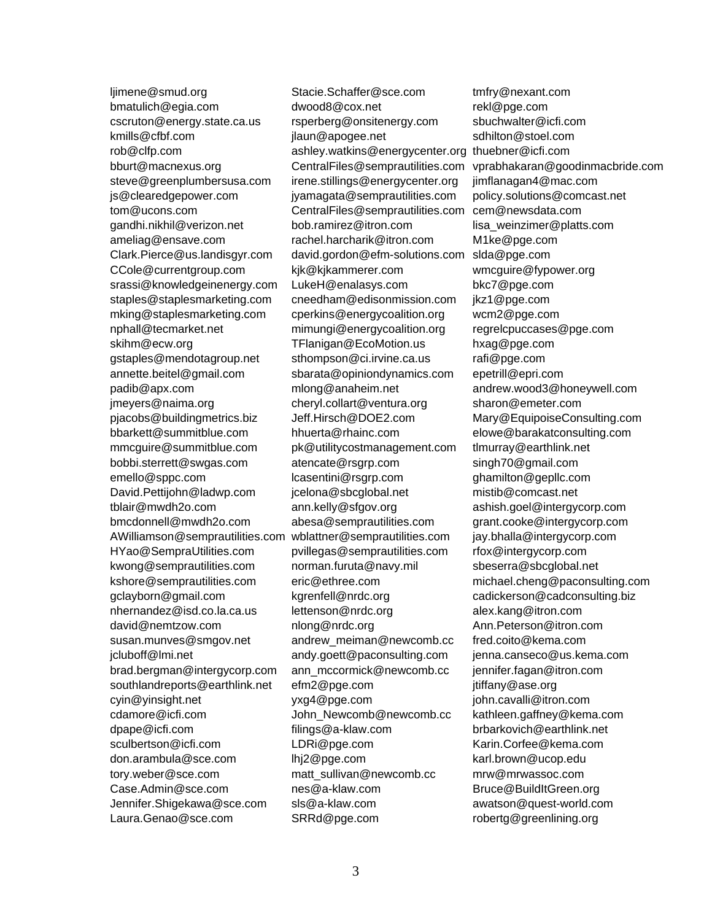ljimene@smud.org
bmatulich@egia.com
cscruton@energy.state.ca.us
kmills@cfbf.com
rob@clfp.com
bburt@macnexus.org
steve@greenplumbersusa.com
js@clearedgepower.com
tom@ucons.com
gandhi.nikhil@verizon.net
ameliag@ensave.com
Clark.Pierce@us.landisgyr.com
CCole@currentgroup.com
srassi@knowledgeinenergy.com
staples@staplesmarketing.com
mking@staplesmarketing.com
nphall@tecmarket.net
skihm@ecw.org
gstaples@mendotagroup.net
annette.beitel@gmail.com
padib@apx.com
jmeyers@naima.org
pjacobs@buildingmetrics.biz
bbarkett@summitblue.com
mmcguire@summitblue.com
bobbi.sterrett@swgas.com
emello@sppc.com
David.Pettijohn@ladwp.com
tblair@mwdh2o.com
bmcdonnell@mwdh2o.com
AWilliamson@semprautilities.com
HYao@SempraUtilities.com
kwong@semprautilities.com
kshore@semprautilities.com
gclayborn@gmail.com
nhernandez@isd.co.la.ca.us
david@nemtzow.com
susan.munves@smgov.net
jcluboff@lmi.net
brad.bergman@intergycorp.com
southlandreports@earthlink.net
cyin@yinsight.net
cdamore@icfi.com
dpape@icfi.com
sculbertson@icfi.com
don.arambula@sce.com
tory.weber@sce.com
Case.Admin@sce.com
Jennifer.Shigekawa@sce.com
Laura.Genao@sce.com
Stacie.Schaffer@sce.com
dwood8@cox.net
rsperberg@onsitenergy.com
jlaun@apogee.net
ashley.watkins@energycenter.org
CentralFiles@semprautilities.com
irene.stillings@energycenter.org
jyamagata@semprautilities.com
CentralFiles@semprautilities.com
bob.ramirez@itron.com
rachel.harcharik@itron.com
david.gordon@efm-solutions.com
kjk@kjkammerer.com
LukeH@enalasys.com
cneedham@edisonmission.com
cperkins@energycoalition.org
mimungi@energycoalition.org
TFlanigan@EcoMotion.us
sthompson@ci.irvine.ca.us
sbarata@opiniondynamics.com
mlong@anaheim.net
cheryl.collart@ventura.org
Jeff.Hirsch@DOE2.com
hhuerta@rhainc.com
pk@utilitycostmanagement.com
atencate@rsgrp.com
lcasentini@rsgrp.com
jcelona@sbcglobal.net
ann.kelly@sfgov.org
abesa@semprautilities.com
wblattner@semprautilities.com
pvillegas@semprautilities.com
norman.furuta@navy.mil
eric@ethree.com
kgrenfell@nrdc.org
lettenson@nrdc.org
nlong@nrdc.org
andrew_meiman@newcomb.cc
andy.goett@paconsulting.com
ann_mccormick@newcomb.cc
efm2@pge.com
yxg4@pge.com
John_Newcomb@newcomb.cc
filings@a-klaw.com
LDRi@pge.com
lhj2@pge.com
matt_sullivan@newcomb.cc
nes@a-klaw.com
sls@a-klaw.com
SRRd@pge.com
tmfry@nexant.com
rekl@pge.com
sbuchwalter@icfi.com
sdhilton@stoel.com
thuebner@icfi.com
vprabhakaran@goodinmacbride.com
jimflanagan4@mac.com
policy.solutions@comcast.net
cem@newsdata.com
lisa_weinzimer@platts.com
M1ke@pge.com
slda@pge.com
wmcguire@fypower.org
bkc7@pge.com
jkz1@pge.com
wcm2@pge.com
regrelcpuccases@pge.com
hxag@pge.com
rafi@pge.com
epetrill@epri.com
andrew.wood3@honeywell.com
sharon@emeter.com
Mary@EquipoiseConsulting.com
elowe@barakatconsulting.com
tlmurray@earthlink.net
singh70@gmail.com
ghamilton@gepllc.com
mistib@comcast.net
ashish.goel@intergycorp.com
grant.cooke@intergycorp.com
jay.bhalla@intergycorp.com
rfox@intergycorp.com
sbeserra@sbcglobal.net
michael.cheng@paconsulting.com
cadickerson@cadconsulting.biz
alex.kang@itron.com
Ann.Peterson@itron.com
fred.coito@kema.com
jenna.canseco@us.kema.com
jennifer.fagan@itron.com
jtiffany@ase.org
john.cavalli@itron.com
kathleen.gaffney@kema.com
brbarkovich@earthlink.net
Karin.Corfee@kema.com
karl.brown@ucop.edu
mrw@mrwassoc.com
Bruce@BuildItGreen.org
awatson@quest-world.com
robertg@greenlining.org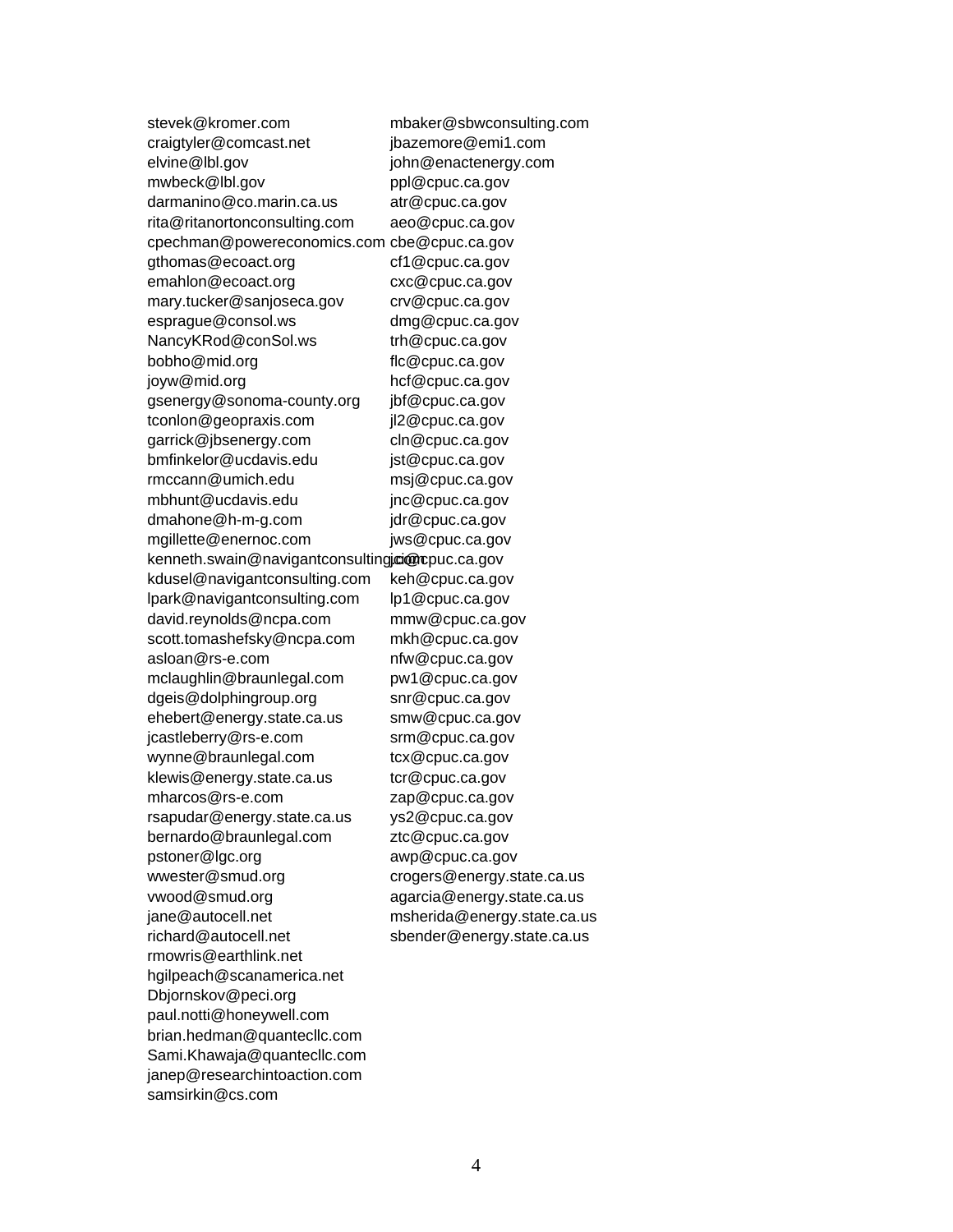stevek@kromer.com
craigtyler@comcast.net
elvine@lbl.gov
mwbeck@lbl.gov
darmanino@co.marin.ca.us
rita@ritanortonconsulting.com
cpechman@powereconomics.com
gthomas@ecoact.org
emahlon@ecoact.org
mary.tucker@sanjoseca.gov
esprague@consol.ws
NancyKRod@conSol.ws
bobho@mid.org
joyw@mid.org
gsenergy@sonoma-county.org
tconlon@geopraxis.com
garrick@jbsenergy.com
bmfinkelor@ucdavis.edu
rmccann@umich.edu
mbhunt@ucdavis.edu
dmahone@h-m-g.com
mgillette@enernoc.com
kenneth.swain@navigantconsulting.com
kdusel@navigantconsulting.com
lpark@navigantconsulting.com
david.reynolds@ncpa.com
scott.tomashefsky@ncpa.com
asloan@rs-e.com
mclaughlin@braunlegal.com
dgeis@dolphingroup.org
ehebert@energy.state.ca.us
jcastleberry@rs-e.com
wynne@braunlegal.com
klewis@energy.state.ca.us
mharcos@rs-e.com
rsapudar@energy.state.ca.us
bernardo@braunlegal.com
pstoner@lgc.org
wwester@smud.org
vwood@smud.org
jane@autocell.net
richard@autocell.net
rmowris@earthlink.net
hgilpeach@scanamerica.net
Dbjornskov@peci.org
paul.notti@honeywell.com
brian.hedman@quantecllc.com
Sami.Khawaja@quantecllc.com
janep@researchintoaction.com
samsirkin@cs.com
mbaker@sbwconsulting.com
jbazemore@emi1.com
john@enactenergy.com
ppl@cpuc.ca.gov
atr@cpuc.ca.gov
aeo@cpuc.ca.gov
cbe@cpuc.ca.gov
cf1@cpuc.ca.gov
cxc@cpuc.ca.gov
crv@cpuc.ca.gov
dmg@cpuc.ca.gov
trh@cpuc.ca.gov
flc@cpuc.ca.gov
hcf@cpuc.ca.gov
jbf@cpuc.ca.gov
jl2@cpuc.ca.gov
cln@cpuc.ca.gov
jst@cpuc.ca.gov
msj@cpuc.ca.gov
jnc@cpuc.ca.gov
jdr@cpuc.ca.gov
jws@cpuc.ca.gov
jci@cpuc.ca.gov
keh@cpuc.ca.gov
lp1@cpuc.ca.gov
mmw@cpuc.ca.gov
mkh@cpuc.ca.gov
nfw@cpuc.ca.gov
pw1@cpuc.ca.gov
snr@cpuc.ca.gov
smw@cpuc.ca.gov
srm@cpuc.ca.gov
tcx@cpuc.ca.gov
tcr@cpuc.ca.gov
zap@cpuc.ca.gov
ys2@cpuc.ca.gov
ztc@cpuc.ca.gov
awp@cpuc.ca.gov
crogers@energy.state.ca.us
agarcia@energy.state.ca.us
msherida@energy.state.ca.us
sbender@energy.state.ca.us